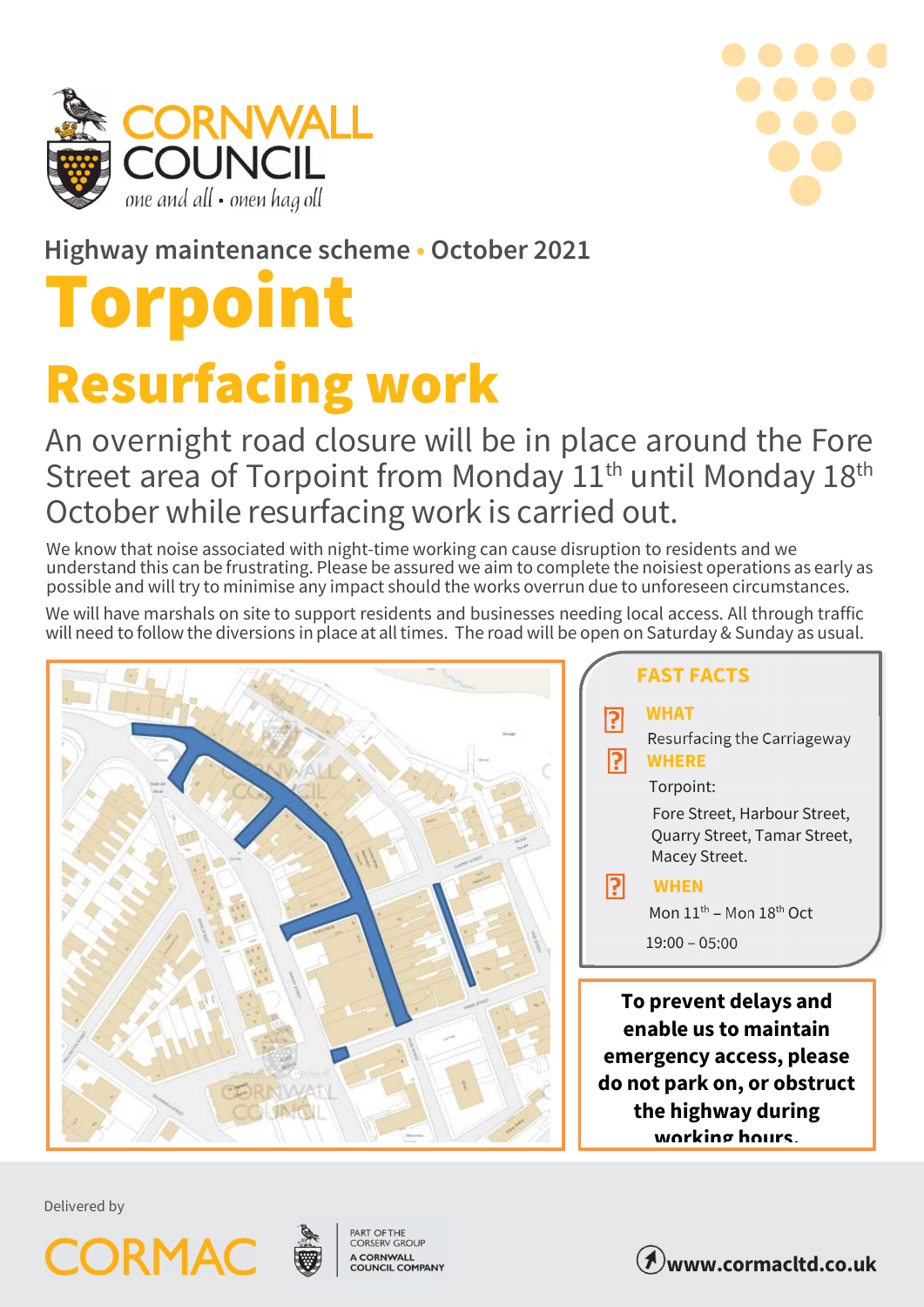Highway maintenance scheme • October 2021

# Torpoint

# Resurfacing work

## An overnight road closure will be in place around the Fore Street area of Torpoint from Monday 11th until Monday 18th October while resurfacing work is carried out.

We know that noise associated with night-time working can cause disruption to residents and we understand this can be frustrating. Please be assured we aim to complete the noisiest operations as early as possible and will try to minimise any impact should the works overrun due to unforeseen circumstances.

We will have marshals on site to support residents and businesses needing local access. All through traffic will need to follow the diversions in place at all times. The road will be open on Saturday & Sunday as usual.

### FAST FACTS

**WHAT**

Resurfacing the Carriageway

**WHERE**

Torpoint:

Fore Street, Harbour Street, Quarry Street, Tamar Street, Macey Street.

**WHEN**

Mon 11th – Mon 18th Oct

19:00 – 05:00

**To prevent delays and enable us to maintain emergency access, please do not park on, or obstruct the highway during working hours.**

Delivered by

CORMAC

PART OF THE CORSERV GROUP
A CORNWALL COUNCIL COMPANY

www.cormacltd.co.uk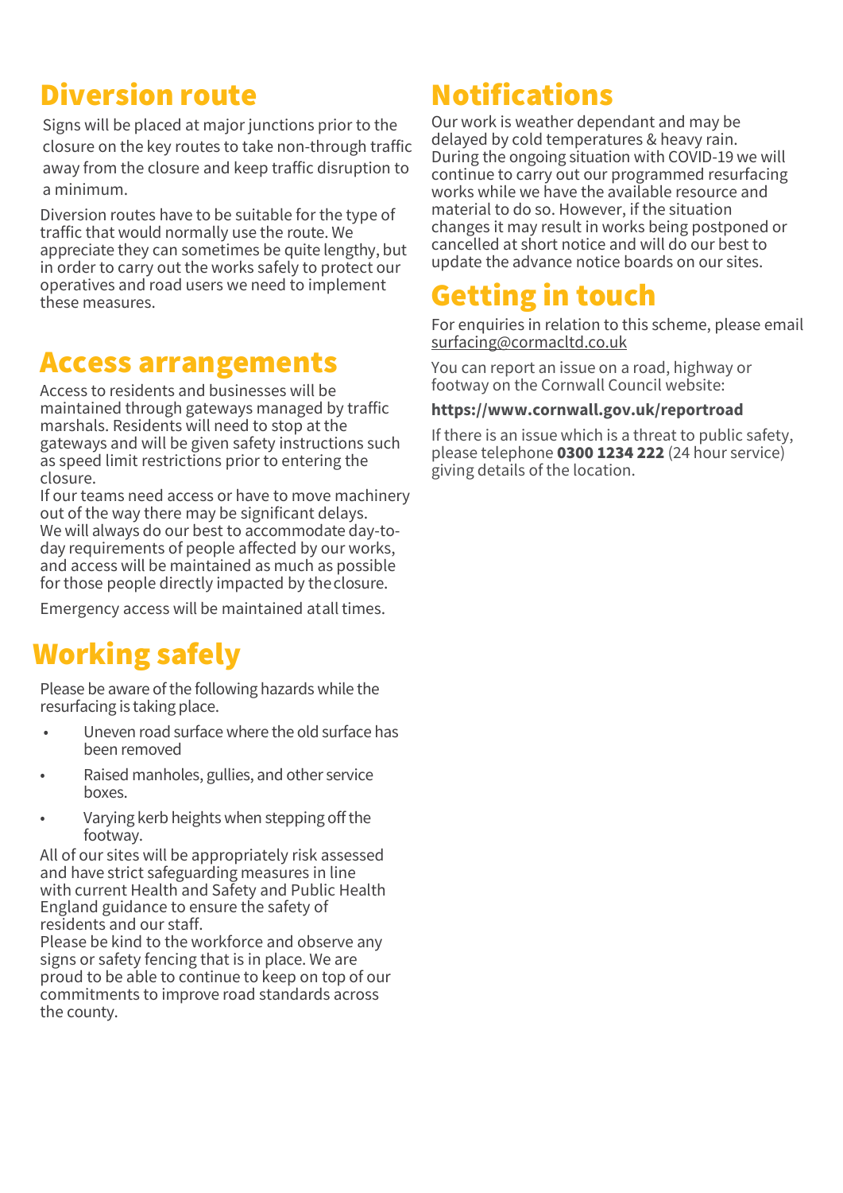## Diversion route

Signs will be placed at major junctions prior to the closure on the key routes to take non-through traffic away from the closure and keep traffic disruption to a minimum.

Diversion routes have to be suitable for the type of traffic that would normally use the route. We appreciate they can sometimes be quite lengthy, but in order to carry out the works safely to protect our operatives and road users we need to implement these measures.

## Access arrangements

Access to residents and businesses will be maintained through gateways managed by traffic marshals. Residents will need to stop at the gateways and will be given safety instructions such as speed limit restrictions prior to entering the closure.
If our teams need access or have to move machinery out of the way there may be significant delays.
We will always do our best to accommodate day-to-day requirements of people affected by our works, and access will be maintained as much as possible for those people directly impacted by the closure.

Emergency access will be maintained at all times.

## Working safely

Please be aware of the following hazards while the resurfacing is taking place.

- Uneven road surface where the old surface has been removed
- Raised manholes, gullies, and other service boxes.
- Varying kerb heights when stepping off the footway.

All of our sites will be appropriately risk assessed and have strict safeguarding measures in line with current Health and Safety and Public Health England guidance to ensure the safety of residents and our staff.
Please be kind to the workforce and observe any signs or safety fencing that is in place. We are proud to be able to continue to keep on top of our commitments to improve road standards across the county.

## Notifications

Our work is weather dependant and may be delayed by cold temperatures & heavy rain.
During the ongoing situation with COVID-19 we will continue to carry out our programmed resurfacing works while we have the available resource and material to do so. However, if the situation changes it may result in works being postponed or cancelled at short notice and will do our best to update the advance notice boards on our sites.

## Getting in touch

For enquiries in relation to this scheme, please email surfacing@cormacltd.co.uk

You can report an issue on a road, highway or footway on the Cornwall Council website:

**https://www.cornwall.gov.uk/reportroad**

If there is an issue which is a threat to public safety, please telephone **0300 1234 222** (24 hour service) giving details of the location.